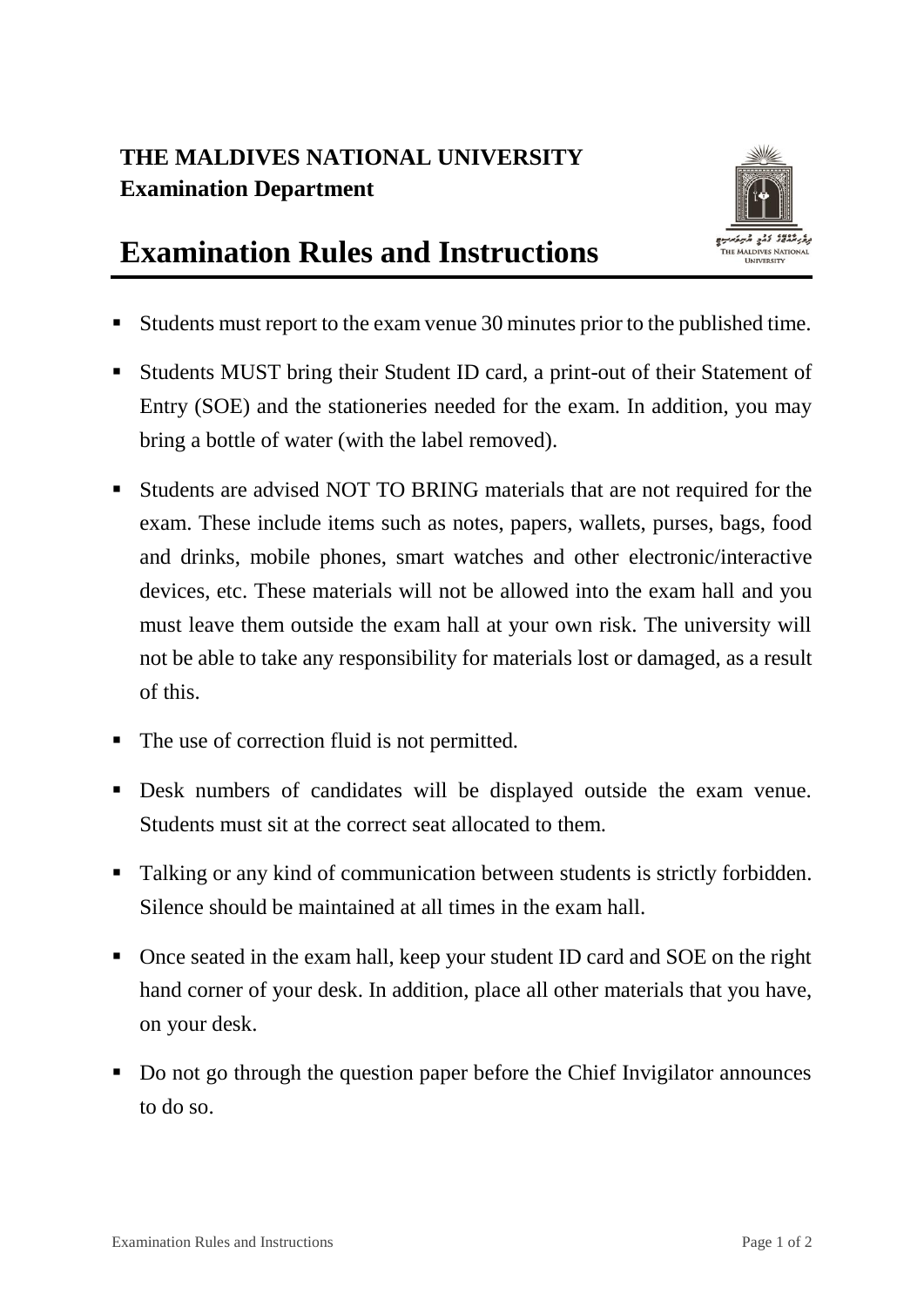**THE MALDIVES NATIONAL UNIVERSITY**
**Examination Department**

# Examination Rules and Instructions

- Students must report to the exam venue 30 minutes prior to the published time.
- Students MUST bring their Student ID card, a print-out of their Statement of Entry (SOE) and the stationeries needed for the exam. In addition, you may bring a bottle of water (with the label removed).
- Students are advised NOT TO BRING materials that are not required for the exam. These include items such as notes, papers, wallets, purses, bags, food and drinks, mobile phones, smart watches and other electronic/interactive devices, etc. These materials will not be allowed into the exam hall and you must leave them outside the exam hall at your own risk. The university will not be able to take any responsibility for materials lost or damaged, as a result of this.
- The use of correction fluid is not permitted.
- Desk numbers of candidates will be displayed outside the exam venue. Students must sit at the correct seat allocated to them.
- Talking or any kind of communication between students is strictly forbidden. Silence should be maintained at all times in the exam hall.
- Once seated in the exam hall, keep your student ID card and SOE on the right hand corner of your desk. In addition, place all other materials that you have, on your desk.
- Do not go through the question paper before the Chief Invigilator announces to do so.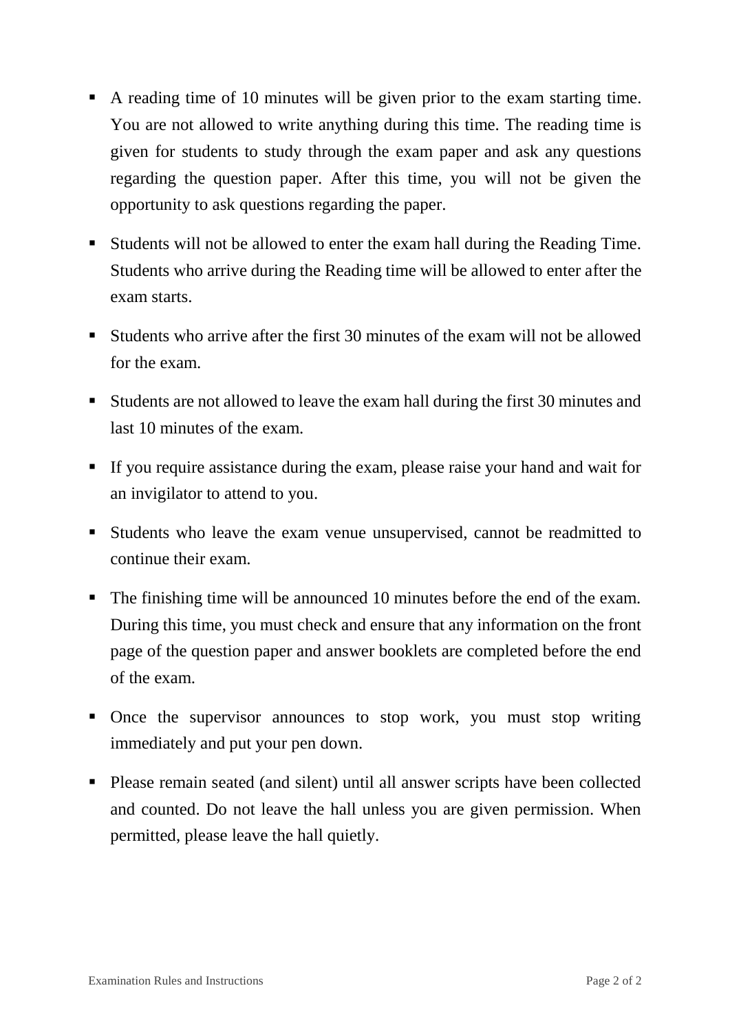- A reading time of 10 minutes will be given prior to the exam starting time. You are not allowed to write anything during this time. The reading time is given for students to study through the exam paper and ask any questions regarding the question paper. After this time, you will not be given the opportunity to ask questions regarding the paper.

- Students will not be allowed to enter the exam hall during the Reading Time. Students who arrive during the Reading time will be allowed to enter after the exam starts.

- Students who arrive after the first 30 minutes of the exam will not be allowed for the exam.

- Students are not allowed to leave the exam hall during the first 30 minutes and last 10 minutes of the exam.

- If you require assistance during the exam, please raise your hand and wait for an invigilator to attend to you.

- Students who leave the exam venue unsupervised, cannot be readmitted to continue their exam.

- The finishing time will be announced 10 minutes before the end of the exam. During this time, you must check and ensure that any information on the front page of the question paper and answer booklets are completed before the end of the exam.

- Once the supervisor announces to stop work, you must stop writing immediately and put your pen down.

- Please remain seated (and silent) until all answer scripts have been collected and counted. Do not leave the hall unless you are given permission. When permitted, please leave the hall quietly.